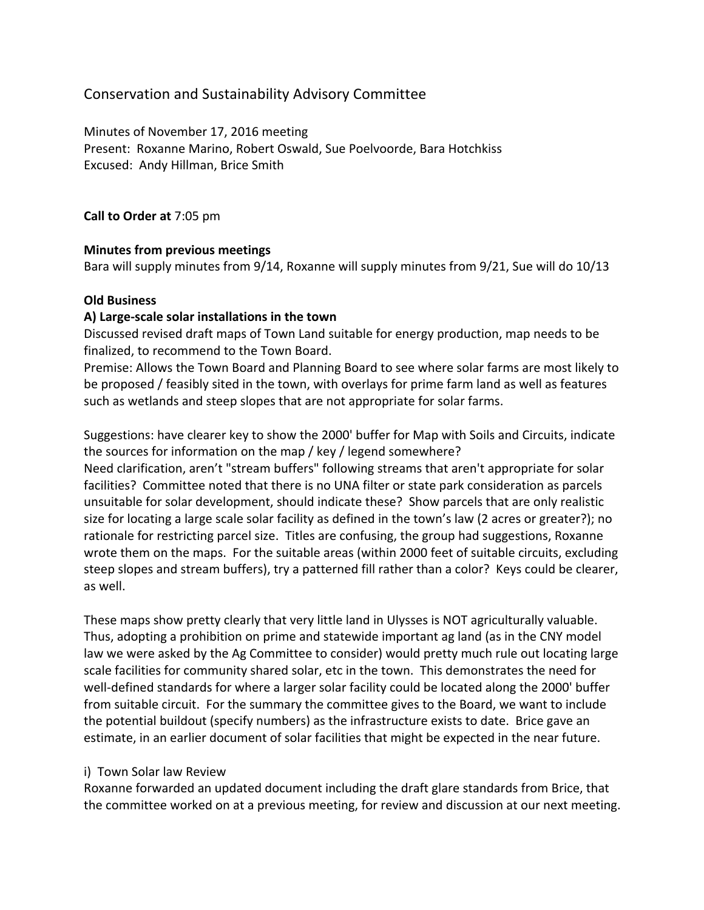# Conservation and Sustainability Advisory Committee

Minutes of November 17, 2016 meeting
Present: Roxanne Marino, Robert Oswald, Sue Poelvoorde, Bara Hotchkiss
Excused: Andy Hillman, Brice Smith

**Call to Order at** 7:05 pm

**Minutes from previous meetings**
Bara will supply minutes from 9/14, Roxanne will supply minutes from 9/21, Sue will do 10/13

**Old Business**

**A) Large-scale solar installations in the town**
Discussed revised draft maps of Town Land suitable for energy production, map needs to be finalized, to recommend to the Town Board.
Premise: Allows the Town Board and Planning Board to see where solar farms are most likely to be proposed / feasibly sited in the town, with overlays for prime farm land as well as features such as wetlands and steep slopes that are not appropriate for solar farms.

Suggestions: have clearer key to show the 2000' buffer for Map with Soils and Circuits, indicate the sources for information on the map / key / legend somewhere?
Need clarification, aren't "stream buffers" following streams that aren't appropriate for solar facilities? Committee noted that there is no UNA filter or state park consideration as parcels unsuitable for solar development, should indicate these? Show parcels that are only realistic size for locating a large scale solar facility as defined in the town's law (2 acres or greater?); no rationale for restricting parcel size. Titles are confusing, the group had suggestions, Roxanne wrote them on the maps. For the suitable areas (within 2000 feet of suitable circuits, excluding steep slopes and stream buffers), try a patterned fill rather than a color? Keys could be clearer, as well.

These maps show pretty clearly that very little land in Ulysses is NOT agriculturally valuable. Thus, adopting a prohibition on prime and statewide important ag land (as in the CNY model law we were asked by the Ag Committee to consider) would pretty much rule out locating large scale facilities for community shared solar, etc in the town. This demonstrates the need for well-defined standards for where a larger solar facility could be located along the 2000' buffer from suitable circuit. For the summary the committee gives to the Board, we want to include the potential buildout (specify numbers) as the infrastructure exists to date. Brice gave an estimate, in an earlier document of solar facilities that might be expected in the near future.

i) Town Solar law Review
Roxanne forwarded an updated document including the draft glare standards from Brice, that the committee worked on at a previous meeting, for review and discussion at our next meeting.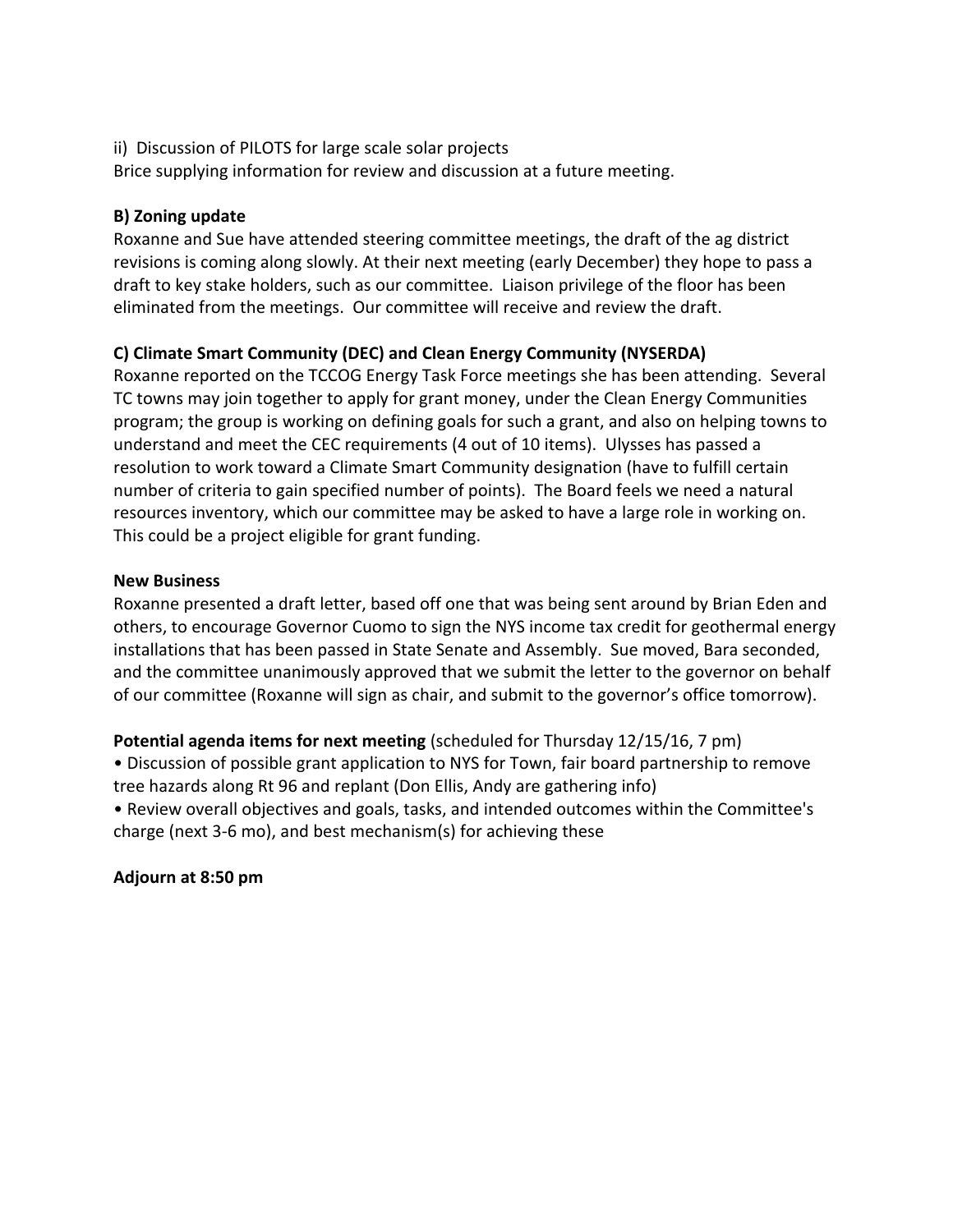ii)  Discussion of PILOTS for large scale solar projects
Brice supplying information for review and discussion at a future meeting.

**B) Zoning update**
Roxanne and Sue have attended steering committee meetings, the draft of the ag district revisions is coming along slowly. At their next meeting (early December) they hope to pass a draft to key stake holders, such as our committee.  Liaison privilege of the floor has been eliminated from the meetings.  Our committee will receive and review the draft.

**C) Climate Smart Community (DEC) and Clean Energy Community (NYSERDA)**
Roxanne reported on the TCCOG Energy Task Force meetings she has been attending.  Several TC towns may join together to apply for grant money, under the Clean Energy Communities program; the group is working on defining goals for such a grant, and also on helping towns to understand and meet the CEC requirements (4 out of 10 items).  Ulysses has passed a resolution to work toward a Climate Smart Community designation (have to fulfill certain number of criteria to gain specified number of points).  The Board feels we need a natural resources inventory, which our committee may be asked to have a large role in working on.  This could be a project eligible for grant funding.

**New Business**
Roxanne presented a draft letter, based off one that was being sent around by Brian Eden and others, to encourage Governor Cuomo to sign the NYS income tax credit for geothermal energy installations that has been passed in State Senate and Assembly.  Sue moved, Bara seconded, and the committee unanimously approved that we submit the letter to the governor on behalf of our committee (Roxanne will sign as chair, and submit to the governor's office tomorrow).

**Potential agenda items for next meeting** (scheduled for Thursday 12/15/16, 7 pm)

- Discussion of possible grant application to NYS for Town, fair board partnership to remove tree hazards along Rt 96 and replant (Don Ellis, Andy are gathering info)
- Review overall objectives and goals, tasks, and intended outcomes within the Committee's charge (next 3-6 mo), and best mechanism(s) for achieving these

**Adjourn at 8:50 pm**